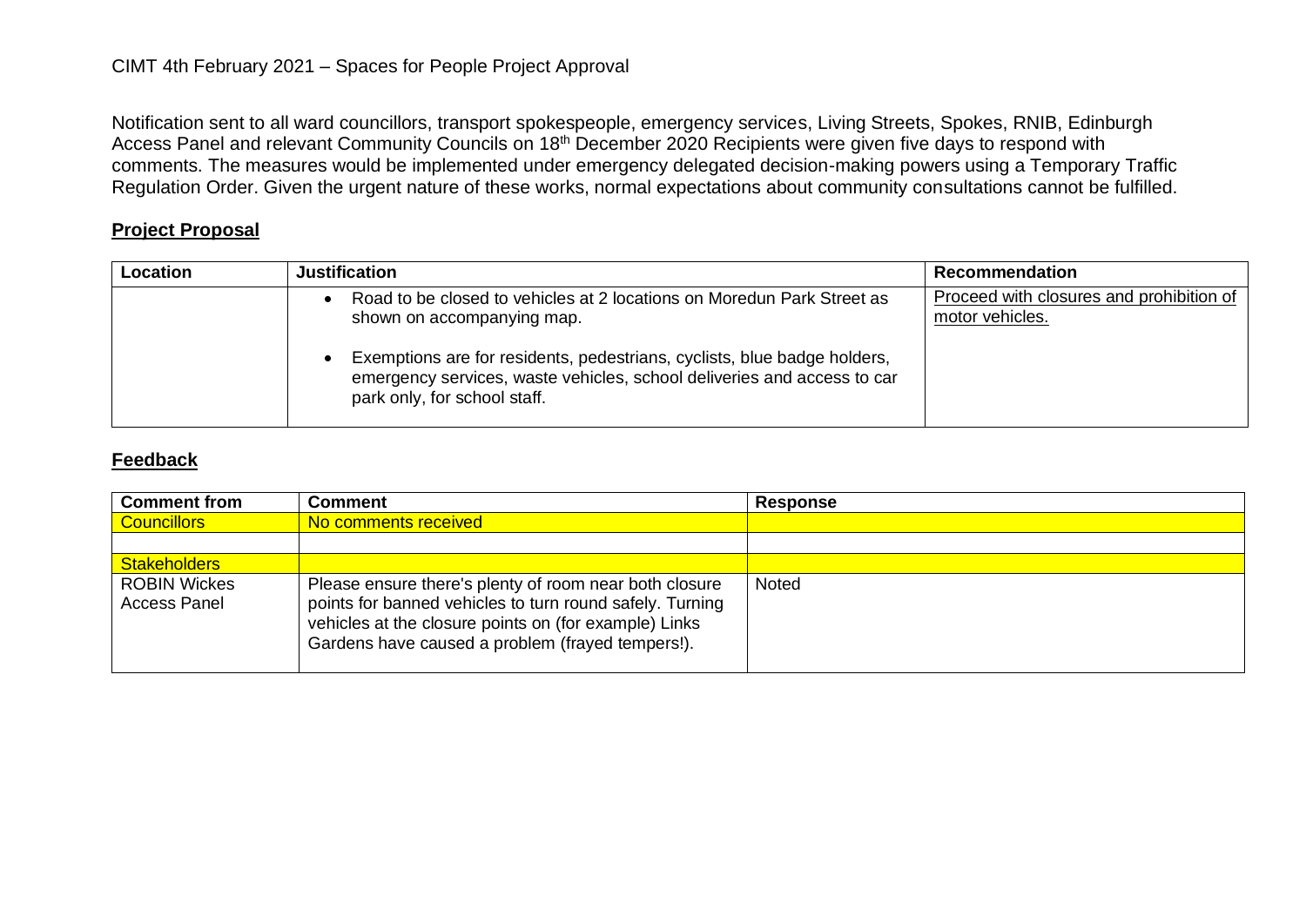CIMT 4th February 2021 – Spaces for People Project Approval

Notification sent to all ward councillors, transport spokespeople, emergency services, Living Streets, Spokes, RNIB, Edinburgh Access Panel and relevant Community Councils on 18th December 2020 Recipients were given five days to respond with comments. The measures would be implemented under emergency delegated decision-making powers using a Temporary Traffic Regulation Order. Given the urgent nature of these works, normal expectations about community consultations cannot be fulfilled.

## Project Proposal

| Location | Justification | Recommendation |
|---|---|---|
| | • Road to be closed to vehicles at 2 locations on Moredun Park Street as shown on accompanying map.<br><br>• Exemptions are for residents, pedestrians, cyclists, blue badge holders, emergency services, waste vehicles, school deliveries and access to car park only, for school staff. | Proceed with closures and prohibition of motor vehicles. |

## Feedback

| Comment from | Comment | Response |
|---|---|---|
| Councillors | No comments received | |
| | | |
| Stakeholders | | |
| ROBIN Wickes Access Panel | Please ensure there's plenty of room near both closure points for banned vehicles to turn round safely. Turning vehicles at the closure points on (for example) Links Gardens have caused a problem (frayed tempers!). | Noted |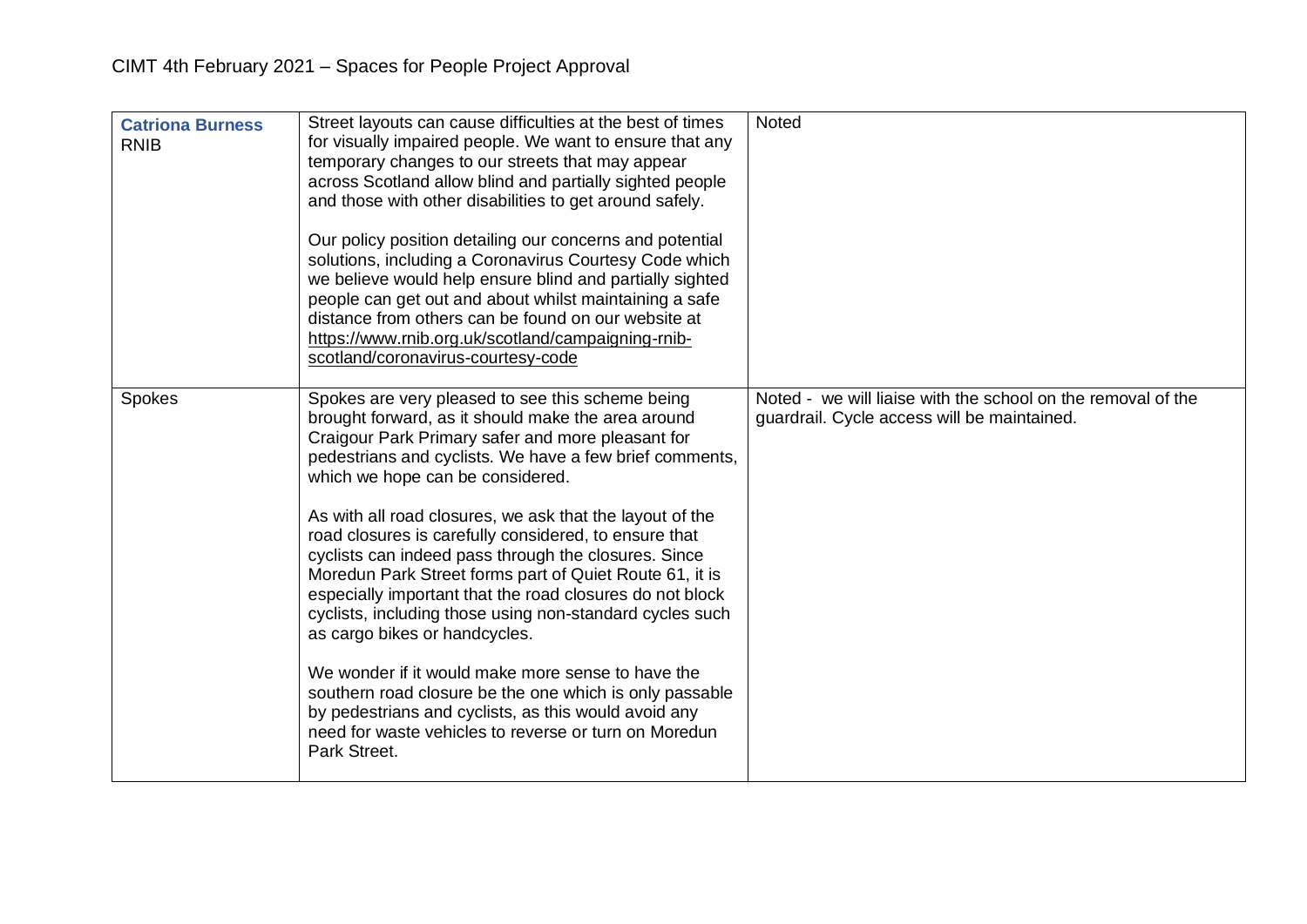| | | |
|---|---|---|
| **Catriona Burness**<br>RNIB | Street layouts can cause difficulties at the best of times for visually impaired people. We want to ensure that any temporary changes to our streets that may appear across Scotland allow blind and partially sighted people and those with other disabilities to get around safely.<br><br>Our policy position detailing our concerns and potential solutions, including a Coronavirus Courtesy Code which we believe would help ensure blind and partially sighted people can get out and about whilst maintaining a safe distance from others can be found on our website at https://www.rnib.org.uk/scotland/campaigning-rnib-scotland/coronavirus-courtesy-code | Noted |
| Spokes | Spokes are very pleased to see this scheme being brought forward, as it should make the area around Craigour Park Primary safer and more pleasant for pedestrians and cyclists. We have a few brief comments, which we hope can be considered.<br><br>As with all road closures, we ask that the layout of the road closures is carefully considered, to ensure that cyclists can indeed pass through the closures. Since Moredun Park Street forms part of Quiet Route 61, it is especially important that the road closures do not block cyclists, including those using non-standard cycles such as cargo bikes or handcycles.<br><br>We wonder if it would make more sense to have the southern road closure be the one which is only passable by pedestrians and cyclists, as this would avoid any need for waste vehicles to reverse or turn on Moredun Park Street. | Noted - we will liaise with the school on the removal of the guardrail. Cycle access will be maintained. |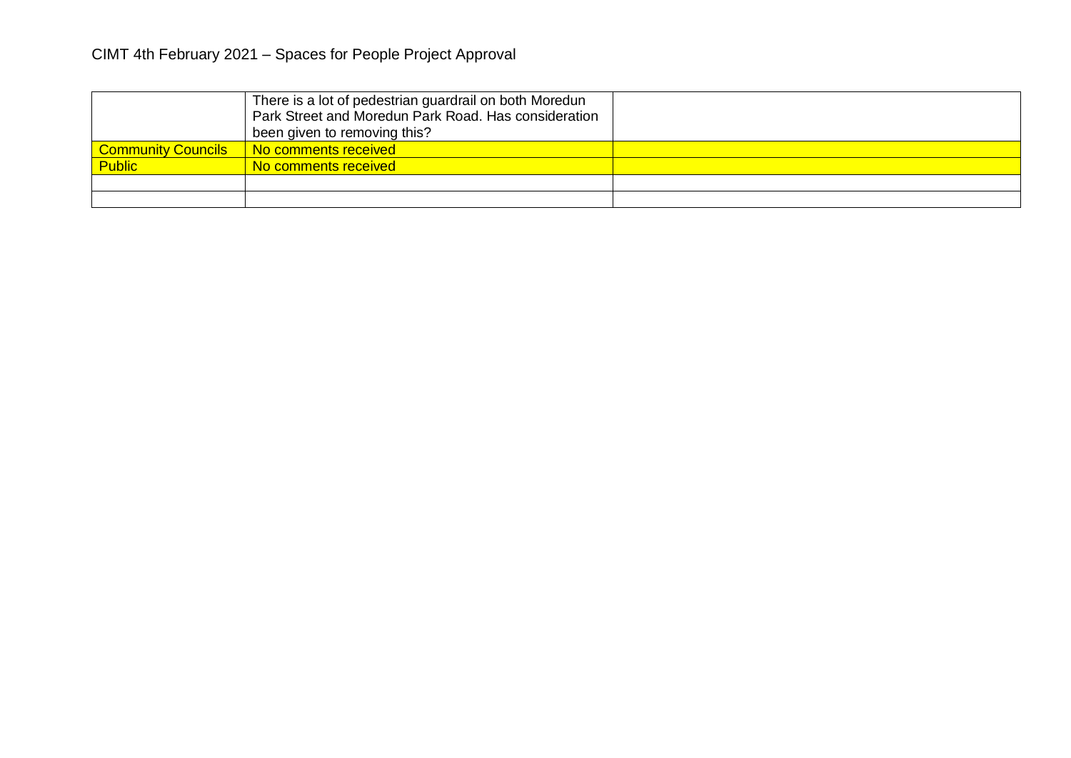| | | |
|---|---|---|
| | There is a lot of pedestrian guardrail on both Moredun Park Street and Moredun Park Road. Has consideration been given to removing this? | |
| Community Councils | No comments received | |
| Public | No comments received | |
| | | |
| | | |